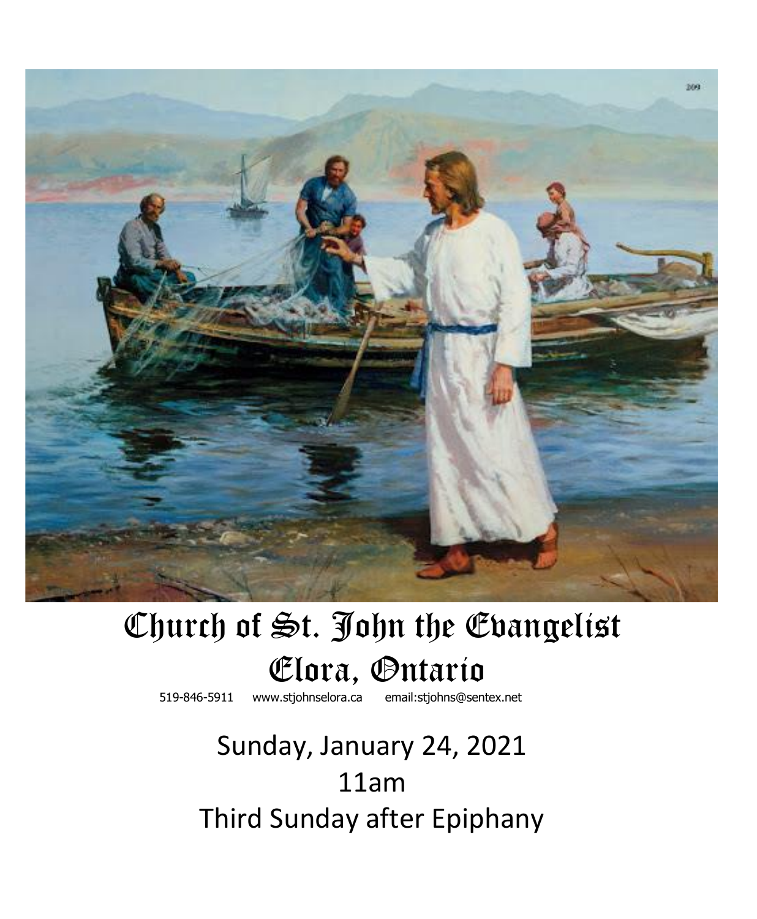# Church of St. John the Evangelist
# Elora, Ontario

519-846-5911 www.stjohnselora.ca email:stjohns@sentex.net

Sunday, January 24, 2021

11am

Third Sunday after Epiphany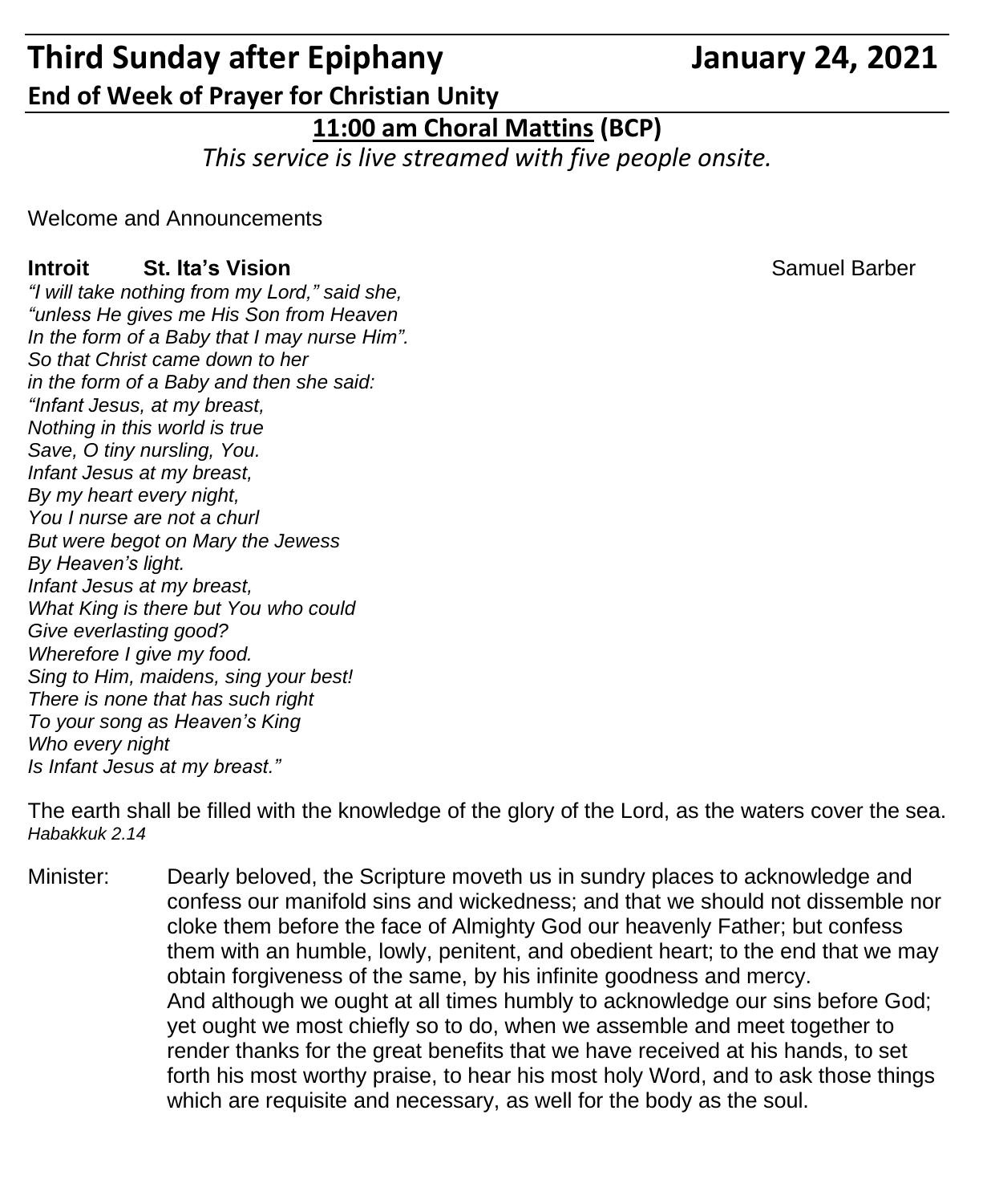# Third Sunday after Epiphany January 24, 2021

**End of Week of Prayer for Christian Unity**

## 11:00 am Choral Mattins (BCP)

*This service is live streamed with five people onsite.*

Welcome and Announcements

**Introit St. Ita's Vision** Samuel Barber

*"I will take nothing from my Lord," said she,*
*"unless He gives me His Son from Heaven*
*In the form of a Baby that I may nurse Him".*
*So that Christ came down to her*
*in the form of a Baby and then she said:*
*"Infant Jesus, at my breast,*
*Nothing in this world is true*
*Save, O tiny nursling, You.*
*Infant Jesus at my breast,*
*By my heart every night,*
*You I nurse are not a churl*
*But were begot on Mary the Jewess*
*By Heaven's light.*
*Infant Jesus at my breast,*
*What King is there but You who could*
*Give everlasting good?*
*Wherefore I give my food.*
*Sing to Him, maidens, sing your best!*
*There is none that has such right*
*To your song as Heaven's King*
*Who every night*
*Is Infant Jesus at my breast."*

The earth shall be filled with the knowledge of the glory of the Lord, as the waters cover the sea.
*Habakkuk 2.14*

Minister: Dearly beloved, the Scripture moveth us in sundry places to acknowledge and confess our manifold sins and wickedness; and that we should not dissemble nor cloke them before the face of Almighty God our heavenly Father; but confess them with an humble, lowly, penitent, and obedient heart; to the end that we may obtain forgiveness of the same, by his infinite goodness and mercy.
And although we ought at all times humbly to acknowledge our sins before God; yet ought we most chiefly so to do, when we assemble and meet together to render thanks for the great benefits that we have received at his hands, to set forth his most worthy praise, to hear his most holy Word, and to ask those things which are requisite and necessary, as well for the body as the soul.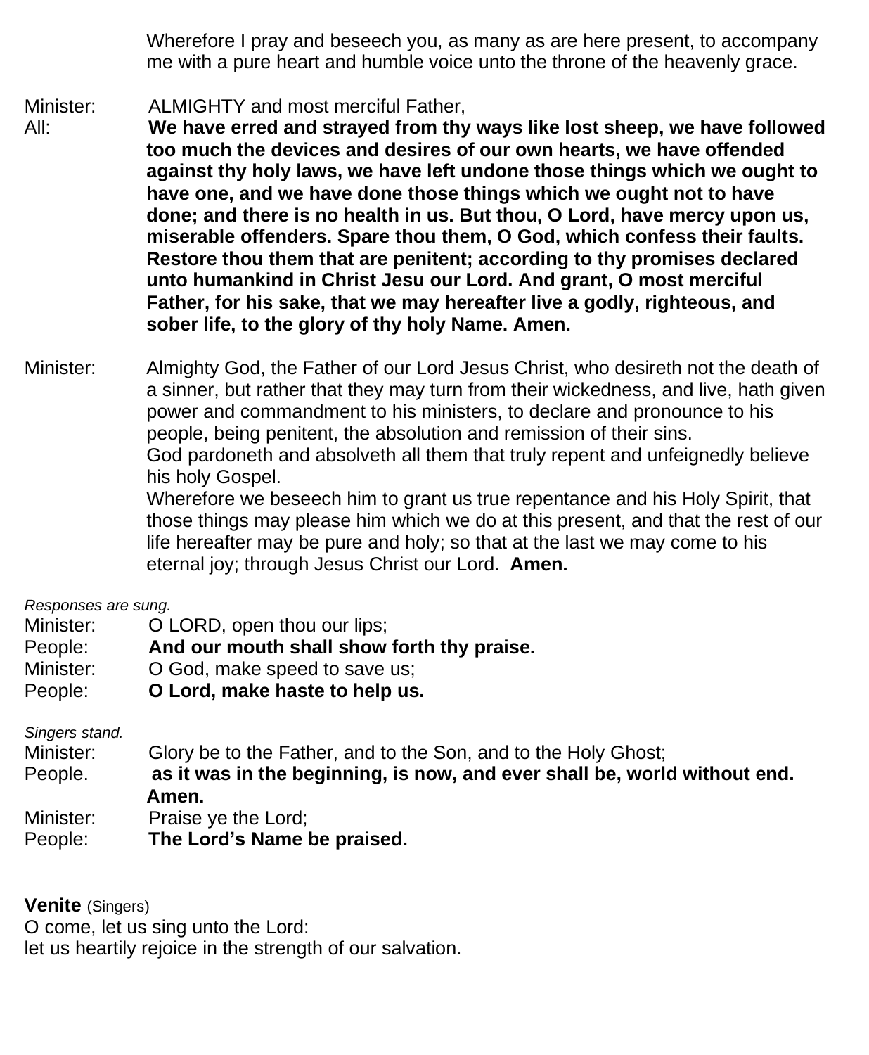Wherefore I pray and beseech you, as many as are here present, to accompany me with a pure heart and humble voice unto the throne of the heavenly grace.

Minister: ALMIGHTY and most merciful Father,

All: **We have erred and strayed from thy ways like lost sheep, we have followed too much the devices and desires of our own hearts, we have offended against thy holy laws, we have left undone those things which we ought to have one, and we have done those things which we ought not to have done; and there is no health in us. But thou, O Lord, have mercy upon us, miserable offenders. Spare thou them, O God, which confess their faults. Restore thou them that are penitent; according to thy promises declared unto humankind in Christ Jesu our Lord. And grant, O most merciful Father, for his sake, that we may hereafter live a godly, righteous, and sober life, to the glory of thy holy Name. Amen.**

Minister: Almighty God, the Father of our Lord Jesus Christ, who desireth not the death of a sinner, but rather that they may turn from their wickedness, and live, hath given power and commandment to his ministers, to declare and pronounce to his people, being penitent, the absolution and remission of their sins.
God pardoneth and absolveth all them that truly repent and unfeignedly believe his holy Gospel.
Wherefore we beseech him to grant us true repentance and his Holy Spirit, that those things may please him which we do at this present, and that the rest of our life hereafter may be pure and holy; so that at the last we may come to his eternal joy; through Jesus Christ our Lord. **Amen.**

*Responses are sung.*

Minister: O LORD, open thou our lips;
People: **And our mouth shall show forth thy praise.**
Minister: O God, make speed to save us;
People: **O Lord, make haste to help us.**

*Singers stand.*

Minister: Glory be to the Father, and to the Son, and to the Holy Ghost;
People. **as it was in the beginning, is now, and ever shall be, world without end. Amen.**
Minister: Praise ye the Lord;
People: **The Lord's Name be praised.**

**Venite** (Singers)
O come, let us sing unto the Lord:
let us heartily rejoice in the strength of our salvation.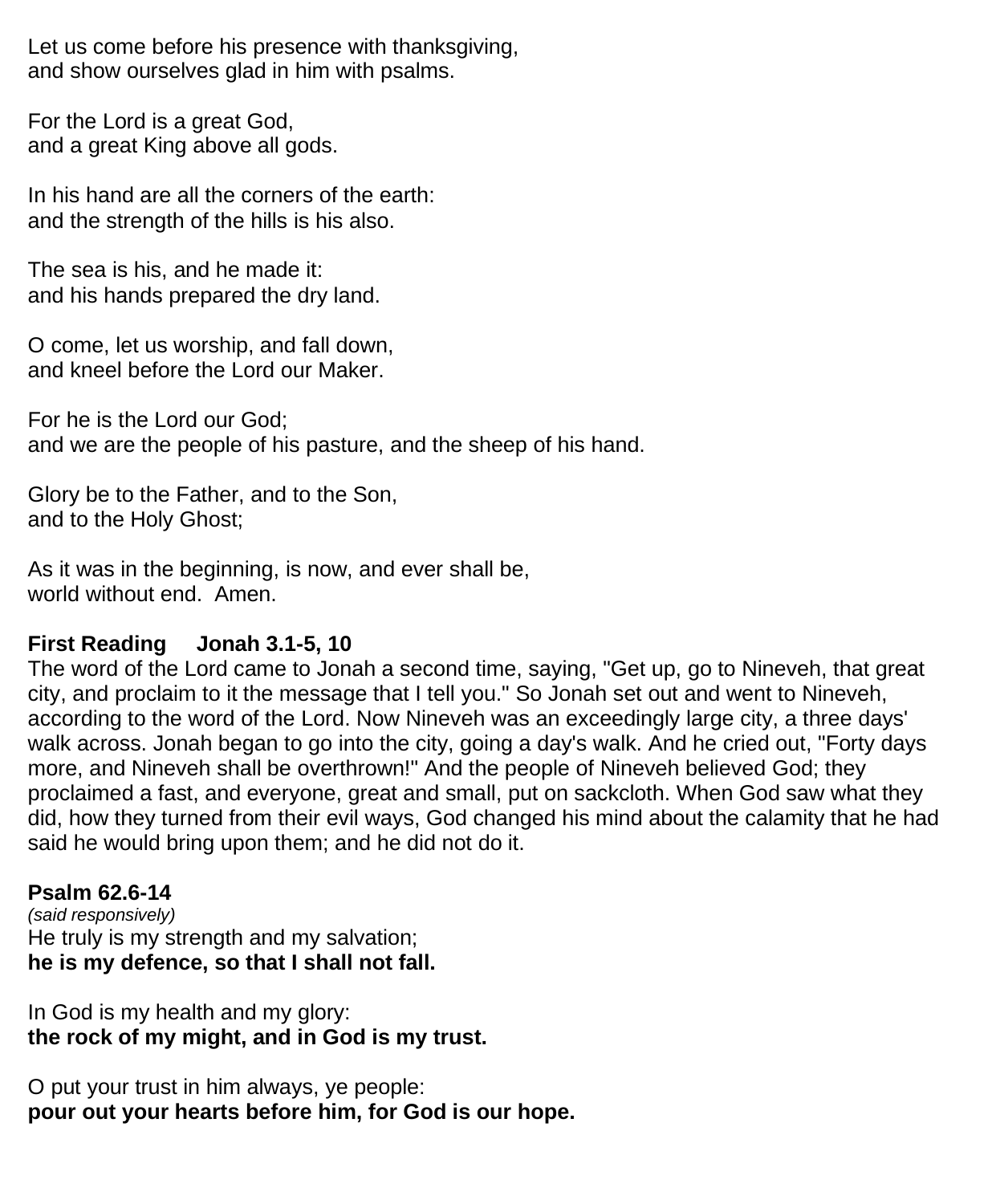Let us come before his presence with thanksgiving,
and show ourselves glad in him with psalms.

For the Lord is a great God,
and a great King above all gods.

In his hand are all the corners of the earth:
and the strength of the hills is his also.

The sea is his, and he made it:
and his hands prepared the dry land.

O come, let us worship, and fall down,
and kneel before the Lord our Maker.

For he is the Lord our God;
and we are the people of his pasture, and the sheep of his hand.

Glory be to the Father, and to the Son,
and to the Holy Ghost;

As it was in the beginning, is now, and ever shall be,
world without end. Amen.

**First Reading Jonah 3.1-5, 10**

The word of the Lord came to Jonah a second time, saying, "Get up, go to Nineveh, that great city, and proclaim to it the message that I tell you." So Jonah set out and went to Nineveh, according to the word of the Lord. Now Nineveh was an exceedingly large city, a three days' walk across. Jonah began to go into the city, going a day's walk. And he cried out, "Forty days more, and Nineveh shall be overthrown!" And the people of Nineveh believed God; they proclaimed a fast, and everyone, great and small, put on sackcloth. When God saw what they did, how they turned from their evil ways, God changed his mind about the calamity that he had said he would bring upon them; and he did not do it.

**Psalm 62.6-14**

*(said responsively)*

He truly is my strength and my salvation;
**he is my defence, so that I shall not fall.**

In God is my health and my glory:
**the rock of my might, and in God is my trust.**

O put your trust in him always, ye people:
**pour out your hearts before him, for God is our hope.**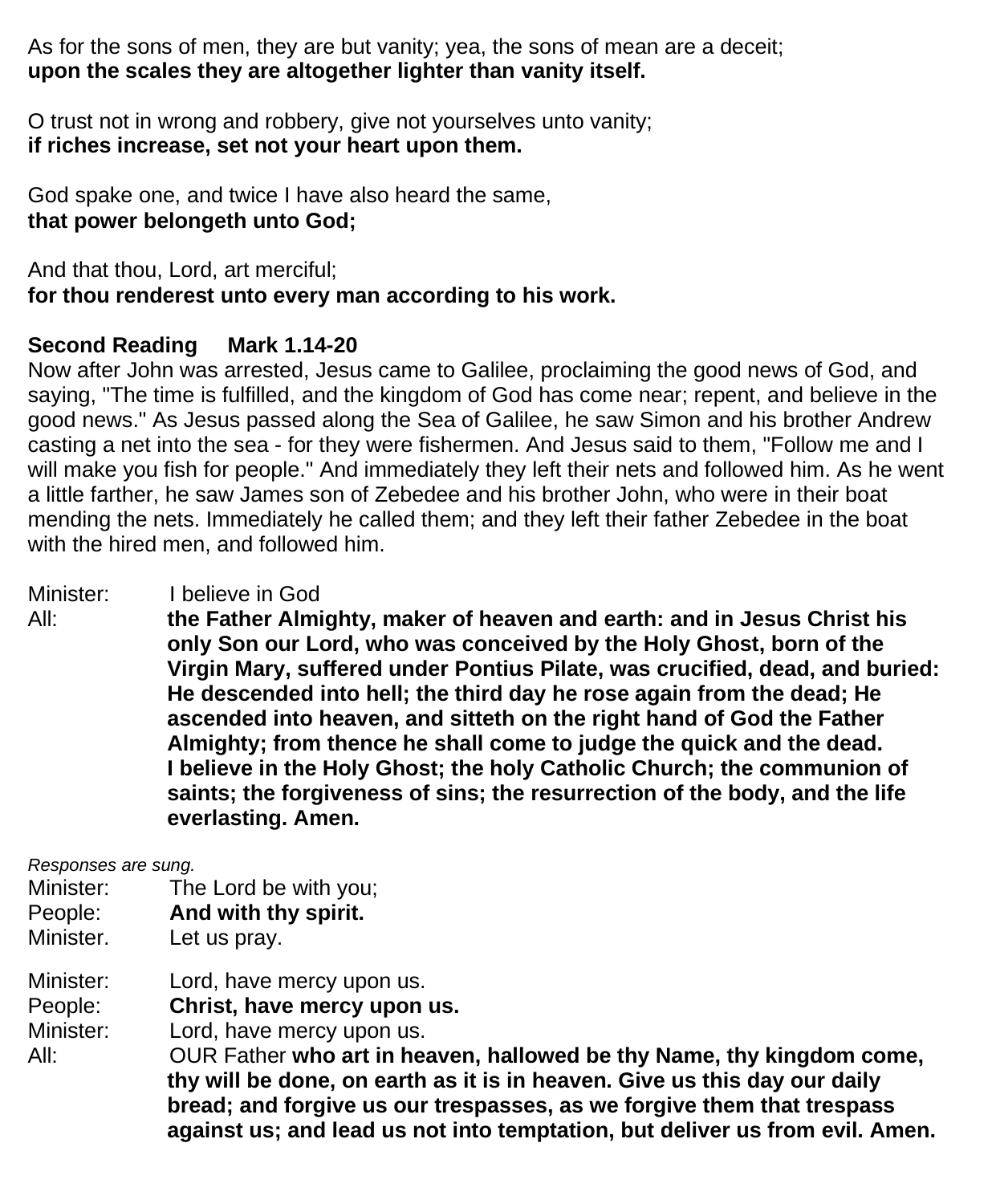As for the sons of men, they are but vanity; yea, the sons of mean are a deceit;
**upon the scales they are altogether lighter than vanity itself.**

O trust not in wrong and robbery, give not yourselves unto vanity;
**if riches increase, set not your heart upon them.**

God spake one, and twice I have also heard the same,
**that power belongeth unto God;**

And that thou, Lord, art merciful;
**for thou renderest unto every man according to his work.**

**Second Reading Mark 1.14-20**

Now after John was arrested, Jesus came to Galilee, proclaiming the good news of God, and saying, "The time is fulfilled, and the kingdom of God has come near; repent, and believe in the good news." As Jesus passed along the Sea of Galilee, he saw Simon and his brother Andrew casting a net into the sea - for they were fishermen. And Jesus said to them, "Follow me and I will make you fish for people." And immediately they left their nets and followed him. As he went a little farther, he saw James son of Zebedee and his brother John, who were in their boat mending the nets. Immediately he called them; and they left their father Zebedee in the boat with the hired men, and followed him.

Minister: I believe in God
All: **the Father Almighty, maker of heaven and earth: and in Jesus Christ his only Son our Lord, who was conceived by the Holy Ghost, born of the Virgin Mary, suffered under Pontius Pilate, was crucified, dead, and buried: He descended into hell; the third day he rose again from the dead; He ascended into heaven, and sitteth on the right hand of God the Father Almighty; from thence he shall come to judge the quick and the dead. I believe in the Holy Ghost; the holy Catholic Church; the communion of saints; the forgiveness of sins; the resurrection of the body, and the life everlasting. Amen.**

*Responses are sung.*

Minister: The Lord be with you;
People: **And with thy spirit.**
Minister. Let us pray.

Minister: Lord, have mercy upon us.
People: **Christ, have mercy upon us.**
Minister: Lord, have mercy upon us.
All: OUR Father **who art in heaven, hallowed be thy Name, thy kingdom come, thy will be done, on earth as it is in heaven. Give us this day our daily bread; and forgive us our trespasses, as we forgive them that trespass against us; and lead us not into temptation, but deliver us from evil. Amen.**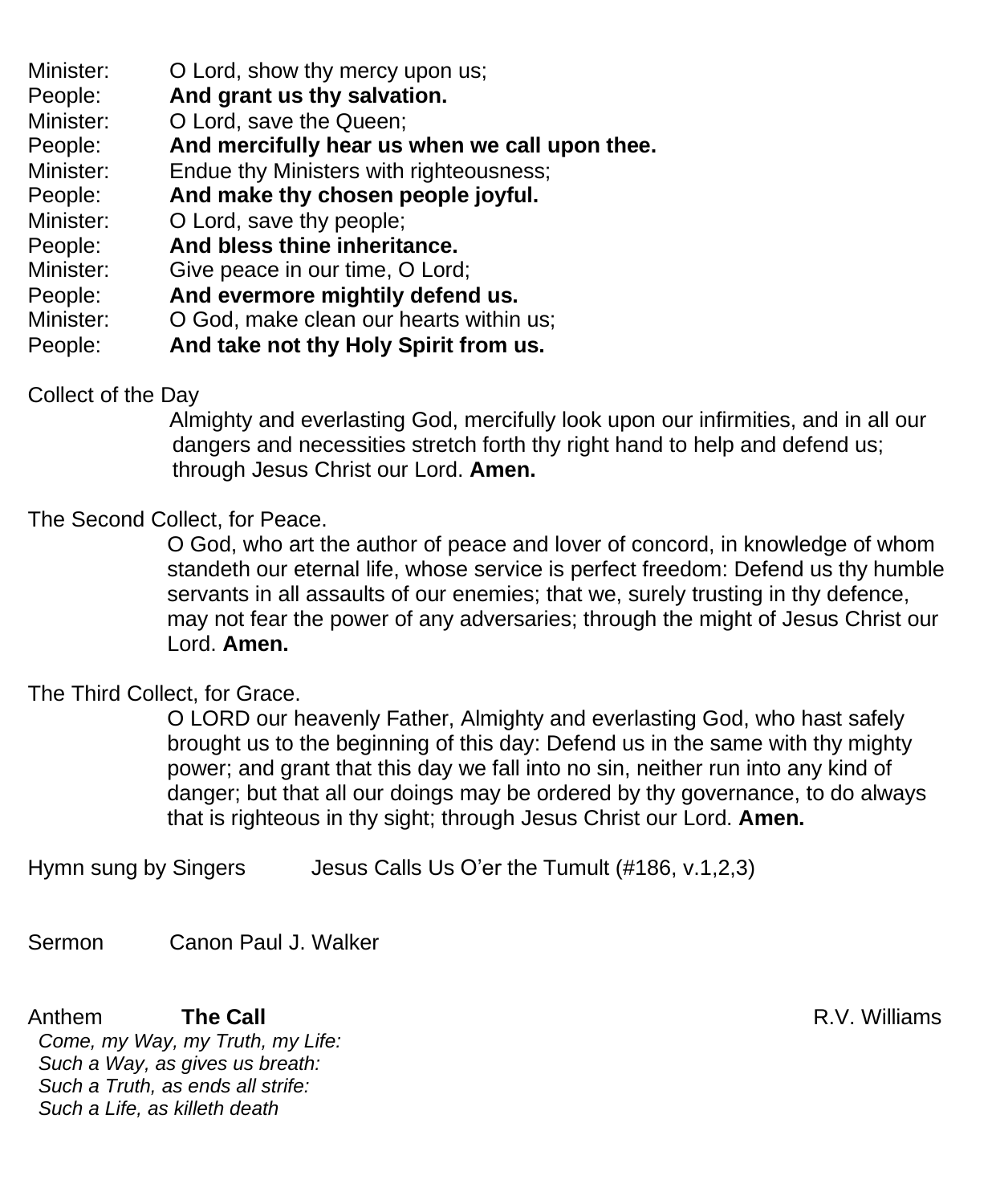Minister: O Lord, show thy mercy upon us;
People: **And grant us thy salvation.**
Minister: O Lord, save the Queen;
People: **And mercifully hear us when we call upon thee.**
Minister: Endue thy Ministers with righteousness;
People: **And make thy chosen people joyful.**
Minister: O Lord, save thy people;
People: **And bless thine inheritance.**
Minister: Give peace in our time, O Lord;
People: **And evermore mightily defend us.**
Minister: O God, make clean our hearts within us;
People: **And take not thy Holy Spirit from us.**

Collect of the Day

Almighty and everlasting God, mercifully look upon our infirmities, and in all our dangers and necessities stretch forth thy right hand to help and defend us; through Jesus Christ our Lord. **Amen.**

The Second Collect, for Peace.

O God, who art the author of peace and lover of concord, in knowledge of whom standeth our eternal life, whose service is perfect freedom: Defend us thy humble servants in all assaults of our enemies; that we, surely trusting in thy defence, may not fear the power of any adversaries; through the might of Jesus Christ our Lord. **Amen.**

The Third Collect, for Grace.

O LORD our heavenly Father, Almighty and everlasting God, who hast safely brought us to the beginning of this day: Defend us in the same with thy mighty power; and grant that this day we fall into no sin, neither run into any kind of danger; but that all our doings may be ordered by thy governance, to do always that is righteous in thy sight; through Jesus Christ our Lord. **Amen.**

Hymn sung by Singers Jesus Calls Us O'er the Tumult (#186, v.1,2,3)

Sermon Canon Paul J. Walker

Anthem **The Call** R.V. Williams

*Come, my Way, my Truth, my Life:*
*Such a Way, as gives us breath:*
*Such a Truth, as ends all strife:*
*Such a Life, as killeth death*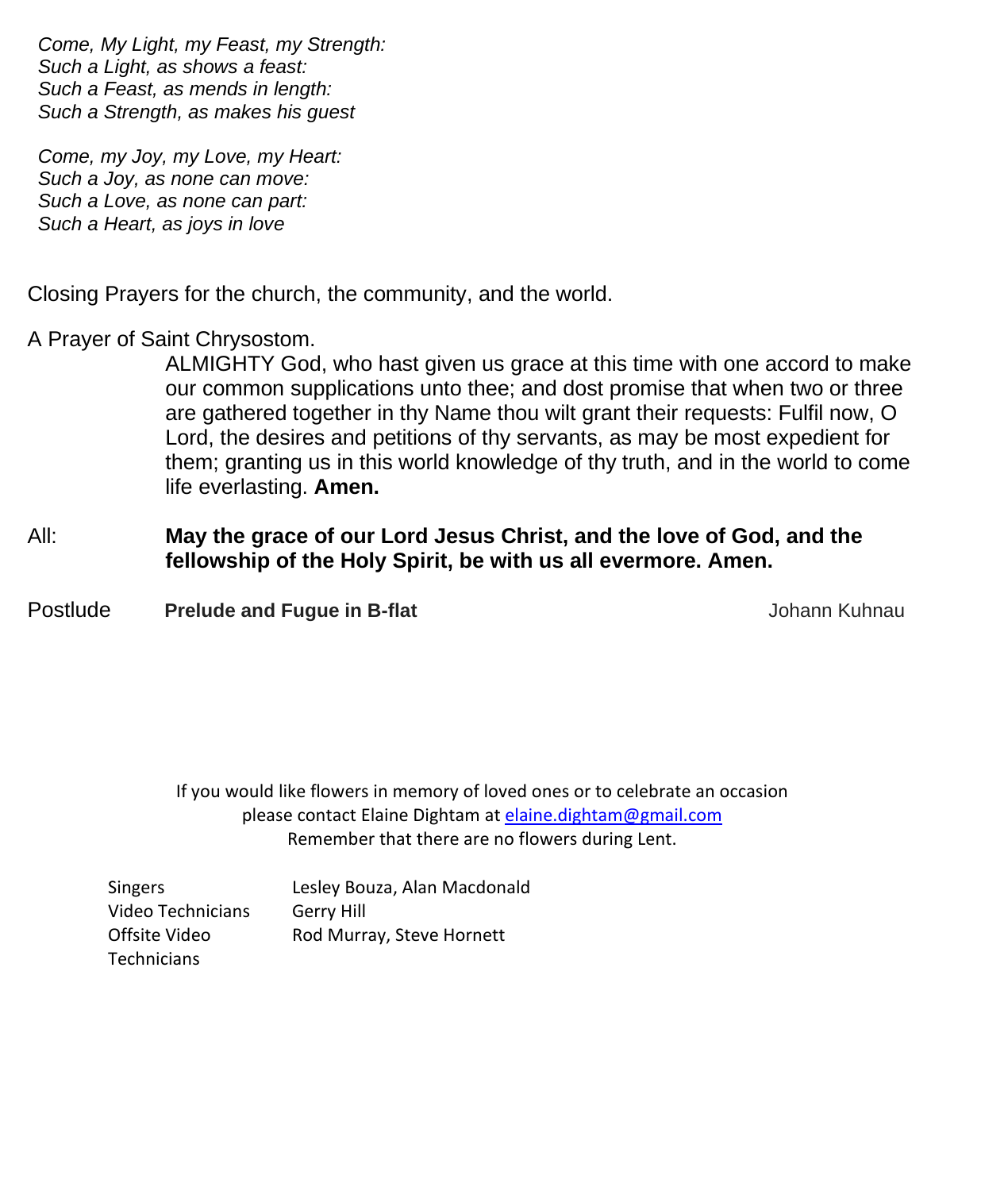*Come, My Light, my Feast, my Strength:*
*Such a Light, as shows a feast:*
*Such a Feast, as mends in length:*
*Such a Strength, as makes his guest*

*Come, my Joy, my Love, my Heart:*
*Such a Joy, as none can move:*
*Such a Love, as none can part:*
*Such a Heart, as joys in love*

Closing Prayers for the church, the community, and the world.

A Prayer of Saint Chrysostom.

ALMIGHTY God, who hast given us grace at this time with one accord to make our common supplications unto thee; and dost promise that when two or three are gathered together in thy Name thou wilt grant their requests: Fulfil now, O Lord, the desires and petitions of thy servants, as may be most expedient for them; granting us in this world knowledge of thy truth, and in the world to come life everlasting. **Amen.**

All: **May the grace of our Lord Jesus Christ, and the love of God, and the fellowship of the Holy Spirit, be with us all evermore. Amen.**

Postlude **Prelude and Fugue in B-flat** Johann Kuhnau

If you would like flowers in memory of loved ones or to celebrate an occasion please contact Elaine Dightam at elaine.dightam@gmail.com
Remember that there are no flowers during Lent.

| | |
|---|---|
| Singers | Lesley Bouza, Alan Macdonald |
| Video Technicians | Gerry Hill |
| Offsite Video Technicians | Rod Murray, Steve Hornett |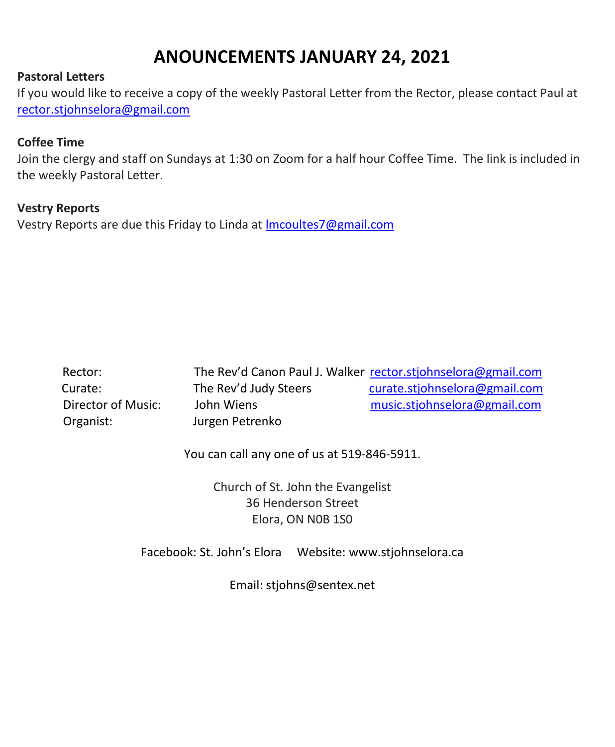# ANOUNCEMENTS JANUARY 24, 2021

**Pastoral Letters**

If you would like to receive a copy of the weekly Pastoral Letter from the Rector, please contact Paul at rector.stjohnselora@gmail.com

**Coffee Time**

Join the clergy and staff on Sundays at 1:30 on Zoom for a half hour Coffee Time. The link is included in the weekly Pastoral Letter.

**Vestry Reports**

Vestry Reports are due this Friday to Linda at lmcoultes7@gmail.com

| | | |
|---|---|---|
| Rector: | The Rev'd Canon Paul J. Walker | rector.stjohnselora@gmail.com |
| Curate: | The Rev'd Judy Steers | curate.stjohnselora@gmail.com |
| Director of Music: | John Wiens | music.stjohnselora@gmail.com |
| Organist: | Jurgen Petrenko | |

You can call any one of us at 519-846-5911.

Church of St. John the Evangelist
36 Henderson Street
Elora, ON N0B 1S0

Facebook: St. John's Elora     Website: www.stjohnselora.ca

Email: stjohns@sentex.net